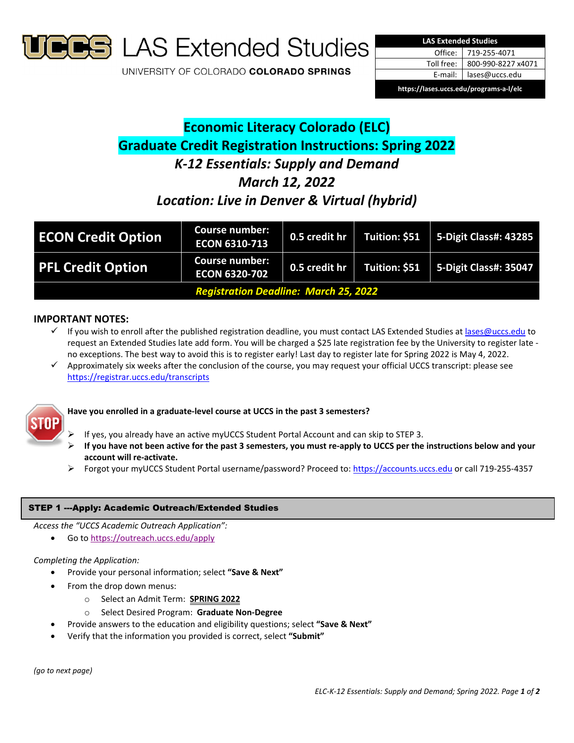# LAS Extended Studies

UNIVERSITY OF COLORADO **COLORADO SPRINGS**

| LAS Extended Studies | |
|---|---|
| Office: | 719-255-4071 |
| Toll free: | 800-990-8227 x4071 |
| E-mail: | lases@uccs.edu |
| https://lases.uccs.edu/programs-a-l/elc | |

## Economic Literacy Colorado (ELC)
## Graduate Credit Registration Instructions: Spring 2022
### *K-12 Essentials: Supply and Demand*
### *March 12, 2022*
### *Location: Live in Denver & Virtual (hybrid)*

| ECON Credit Option | Course number: ECON 6310-713 | 0.5 credit hr | Tuition: $51 | 5-Digit Class#: 43285 |
|---|---|---|---|---|
| PFL Credit Option | Course number: ECON 6320-702 | 0.5 credit hr | Tuition: $51 | 5-Digit Class#: 35047 |
| ***Registration Deadline: March 25, 2022*** | | | | |

### IMPORTANT NOTES:

- ✓ If you wish to enroll after the published registration deadline, you must contact LAS Extended Studies at lases@uccs.edu to request an Extended Studies late add form. You will be charged a $25 late registration fee by the University to register late - no exceptions. The best way to avoid this is to register early! Last day to register late for Spring 2022 is May 4, 2022.
- ✓ Approximately six weeks after the conclusion of the course, you may request your official UCCS transcript: please see https://registrar.uccs.edu/transcripts

**STOP — Have you enrolled in a graduate-level course at UCCS in the past 3 semesters?**

- If yes, you already have an active myUCCS Student Portal Account and can skip to STEP 3.
- **If you have not been active for the past 3 semesters, you must re-apply to UCCS per the instructions below and your account will re-activate.**
- Forgot your myUCCS Student Portal username/password? Proceed to: https://accounts.uccs.edu or call 719-255-4357

### STEP 1 ---Apply: Academic Outreach/Extended Studies

*Access the "UCCS Academic Outreach Application":*

- Go to https://outreach.uccs.edu/apply

*Completing the Application:*

- Provide your personal information; select **"Save & Next"**
- From the drop down menus:
  - Select an Admit Term: **SPRING 2022**
  - Select Desired Program: **Graduate Non-Degree**
- Provide answers to the education and eligibility questions; select **"Save & Next"**
- Verify that the information you provided is correct, select **"Submit"**

*(go to next page)*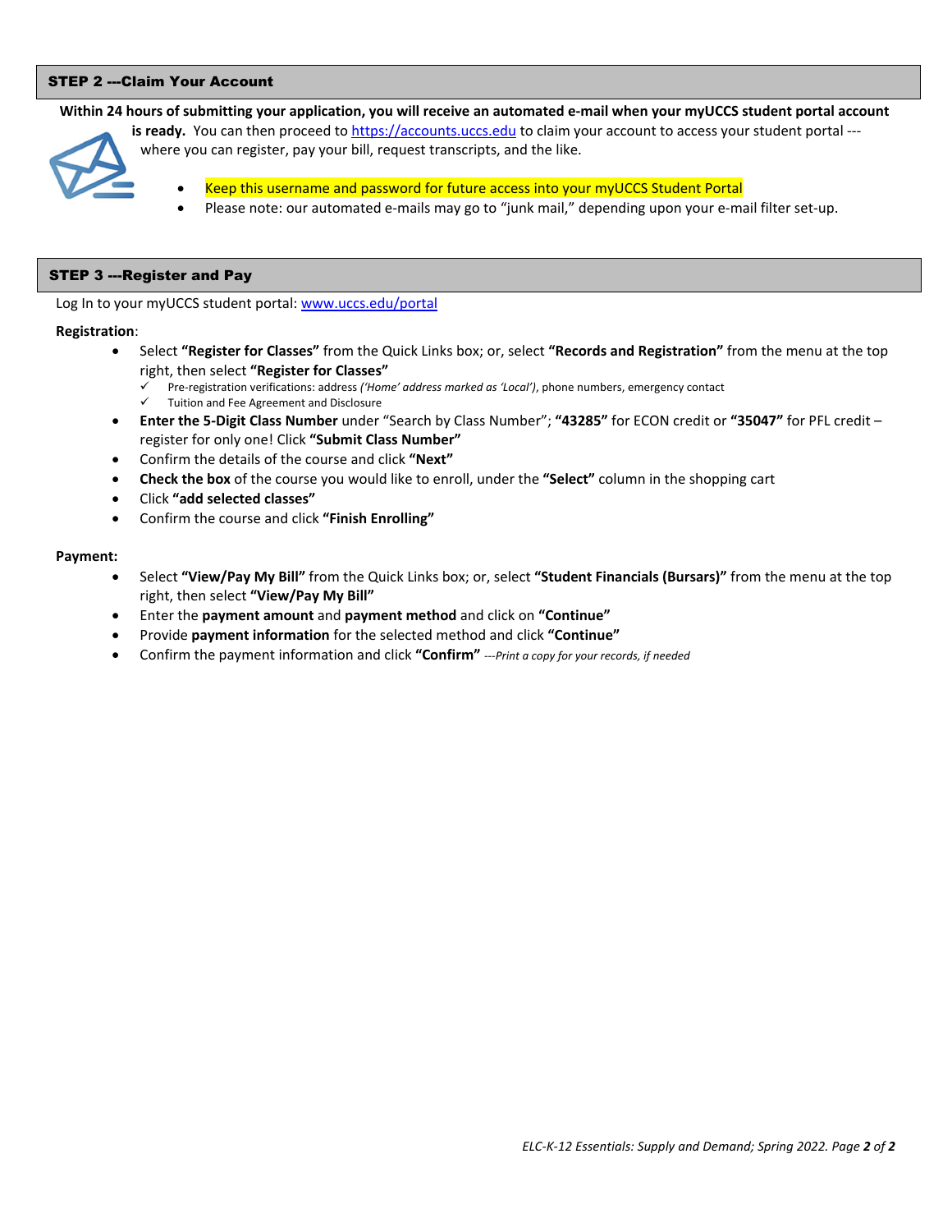## STEP 2 ---Claim Your Account

**Within 24 hours of submitting your application, you will receive an automated e-mail when your myUCCS student portal account is ready.** You can then proceed to https://accounts.uccs.edu to claim your account to access your student portal --- where you can register, pay your bill, request transcripts, and the like.

- Keep this username and password for future access into your myUCCS Student Portal
- Please note: our automated e-mails may go to "junk mail," depending upon your e-mail filter set-up.

## STEP 3 ---Register and Pay

Log In to your myUCCS student portal: www.uccs.edu/portal

**Registration**:

- Select **"Register for Classes"** from the Quick Links box; or, select **"Records and Registration"** from the menu at the top right, then select **"Register for Classes"**
  - ✓ Pre-registration verifications: address *('Home' address marked as 'Local')*, phone numbers, emergency contact
  - ✓ Tuition and Fee Agreement and Disclosure
- **Enter the 5-Digit Class Number** under "Search by Class Number"; **"43285"** for ECON credit or **"35047"** for PFL credit – register for only one! Click **"Submit Class Number"**
- Confirm the details of the course and click **"Next"**
- **Check the box** of the course you would like to enroll, under the **"Select"** column in the shopping cart
- Click **"add selected classes"**
- Confirm the course and click **"Finish Enrolling"**

**Payment:**

- Select **"View/Pay My Bill"** from the Quick Links box; or, select **"Student Financials (Bursars)"** from the menu at the top right, then select **"View/Pay My Bill"**
- Enter the **payment amount** and **payment method** and click on **"Continue"**
- Provide **payment information** for the selected method and click **"Continue"**
- Confirm the payment information and click **"Confirm"** *---Print a copy for your records, if needed*